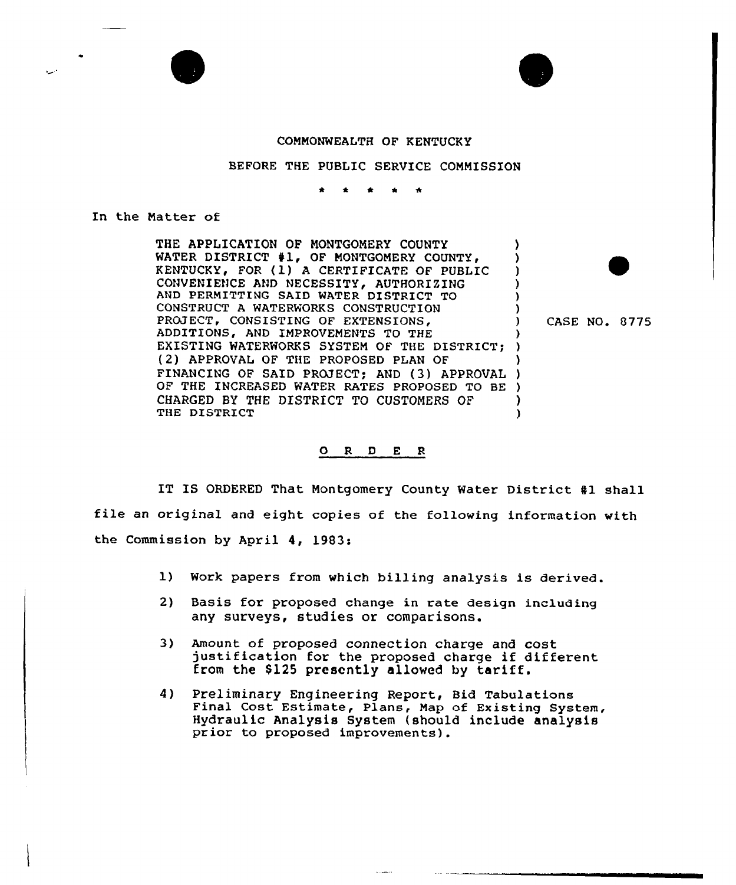COMMONWEALTH OF KENTUCKY

BEFORE THE PUBLIC SERVICE COMMISSION

\* \* \* \* \*

In the Matter of

THE APPLICATION OF MONTGOMERY COUNTY WATER DISTRICT #1, OF MONTGOMERY COUNTY, KENTUCKY, FOR (1) A CERTIFICATE OF PUBLIC CONVENIENCE AND NECESSITY, AUTHORIZING AND PERMITTING SAID WATER DISTRICT TO CONSTRUCT A WATERWORKS CONSTRUCTION PROJECT, CONSISTING OF EXTENSIONS, ADDITIONS, AND IMPROVEMENTS TO THE EXISTING WATERWORKS SYSTEM OF THE DISTRICT; (2) APPROVAL OF THE PROPOSED PLAN OF FINANCING OF SAID PROJECT; AND (3) APPROVAL OF THE INCREASED WATER RATES PROPOSED TO BE CHARGED BY THE DISTRICT TO CUSTOMERS OF THE DISTRICT

CASE NO. 8775

O R D E R

IT IS ORDERED That Montgomery County Water District #1 shall file an original and eight copies of the following information with the Commission by April 4, 1983:

1) Work papers from which billing analysis is derived.

2) Basis for proposed change in rate design including any surveys, studies or comparisons.

3) Amount of proposed connection charge and cost justification for the proposed charge if different from the $125 presently allowed by tariff.

4) Preliminary Engineering Report, Bid Tabulations Final Cost Estimate, Plans, Map of Existing System, Hydraulic Analysis System (should include analysis prior to proposed improvements).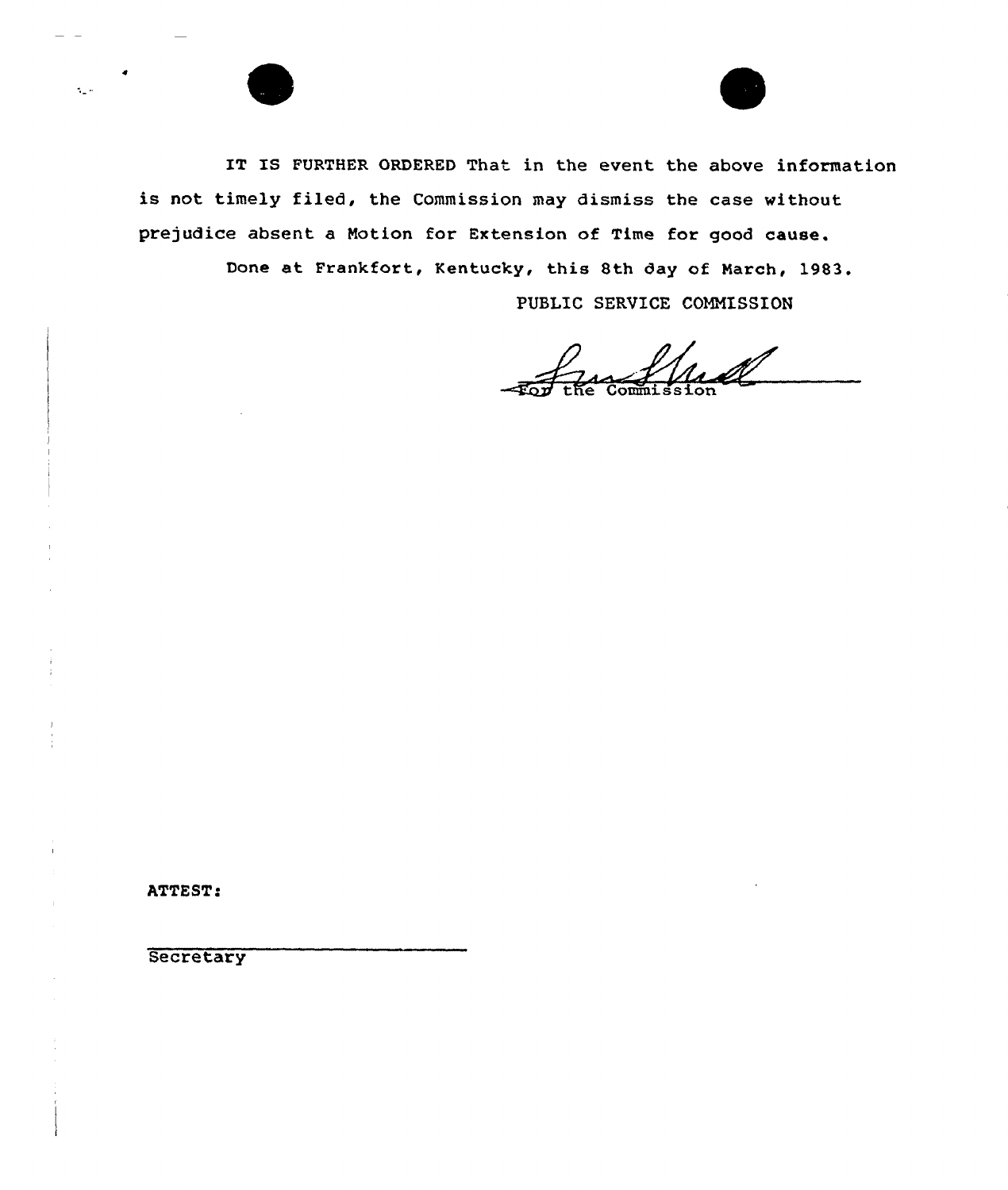IT IS FURTHER ORDERED That in the event the above information is not timely filed, the Commission may dismiss the case without prejudice absent a Motion for Extension of Time for good cause.

Done at Frankfort, Kentucky, this 8th day of March, 1983.

PUBLIC SERVICE COMMISSION

For the Commission

ATTEST:

Secretary